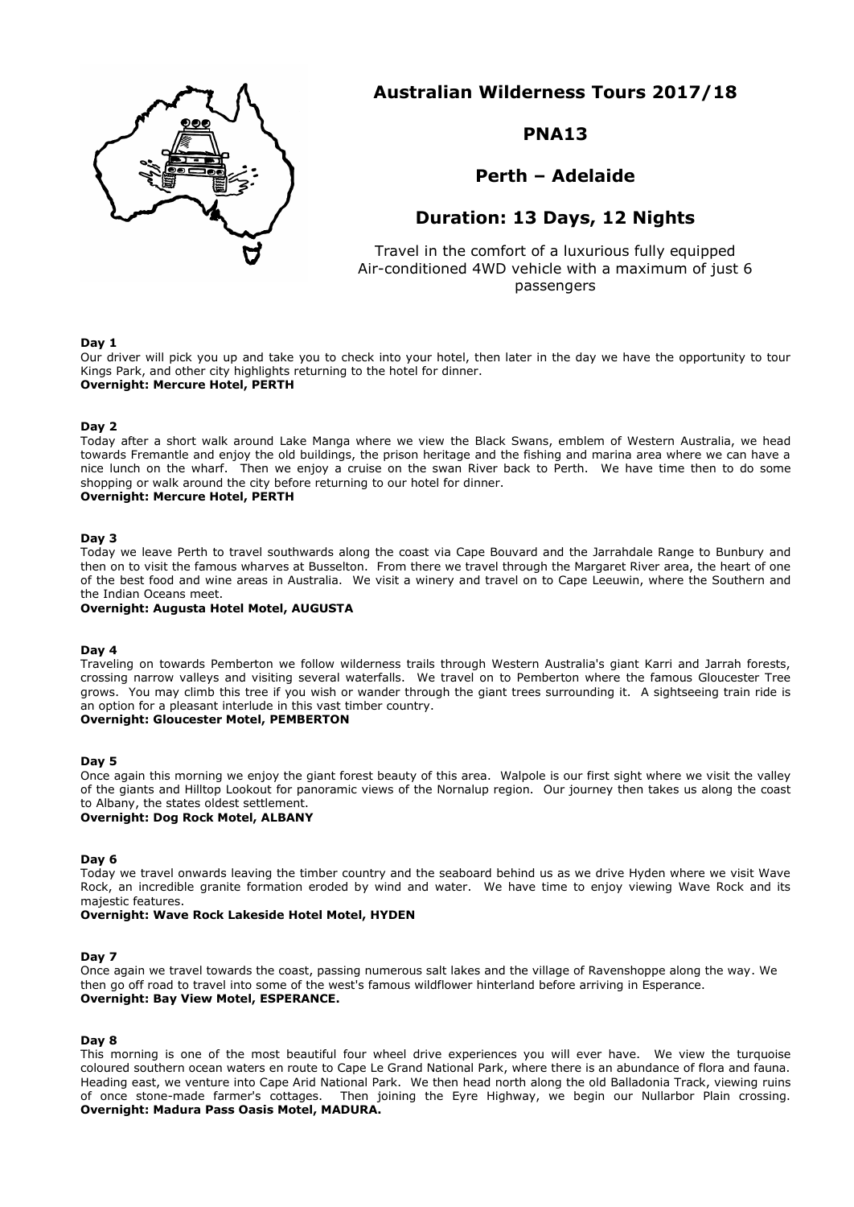# Australian Wilderness Tours 2017/18

## PNA13

## Perth – Adelaide

## Duration: 13 Days, 12 Nights

Travel in the comfort of a luxurious fully equipped Air-conditioned 4WD vehicle with a maximum of just 6 passengers

**Day 1**

Our driver will pick you up and take you to check into your hotel, then later in the day we have the opportunity to tour Kings Park, and other city highlights returning to the hotel for dinner.

**Overnight: Mercure Hotel, PERTH**

**Day 2**

Today after a short walk around Lake Manga where we view the Black Swans, emblem of Western Australia, we head towards Fremantle and enjoy the old buildings, the prison heritage and the fishing and marina area where we can have a nice lunch on the wharf. Then we enjoy a cruise on the swan River back to Perth. We have time then to do some shopping or walk around the city before returning to our hotel for dinner.

**Overnight: Mercure Hotel, PERTH**

**Day 3**

Today we leave Perth to travel southwards along the coast via Cape Bouvard and the Jarrahdale Range to Bunbury and then on to visit the famous wharves at Busselton. From there we travel through the Margaret River area, the heart of one of the best food and wine areas in Australia. We visit a winery and travel on to Cape Leeuwin, where the Southern and the Indian Oceans meet.

**Overnight: Augusta Hotel Motel, AUGUSTA**

**Day 4**

Traveling on towards Pemberton we follow wilderness trails through Western Australia's giant Karri and Jarrah forests, crossing narrow valleys and visiting several waterfalls. We travel on to Pemberton where the famous Gloucester Tree grows. You may climb this tree if you wish or wander through the giant trees surrounding it. A sightseeing train ride is an option for a pleasant interlude in this vast timber country.

**Overnight: Gloucester Motel, PEMBERTON**

**Day 5**

Once again this morning we enjoy the giant forest beauty of this area. Walpole is our first sight where we visit the valley of the giants and Hilltop Lookout for panoramic views of the Nornalup region. Our journey then takes us along the coast to Albany, the states oldest settlement.

**Overnight: Dog Rock Motel, ALBANY**

**Day 6**

Today we travel onwards leaving the timber country and the seaboard behind us as we drive Hyden where we visit Wave Rock, an incredible granite formation eroded by wind and water. We have time to enjoy viewing Wave Rock and its majestic features.

**Overnight: Wave Rock Lakeside Hotel Motel, HYDEN**

**Day 7**

Once again we travel towards the coast, passing numerous salt lakes and the village of Ravenshoppe along the way. We then go off road to travel into some of the west's famous wildflower hinterland before arriving in Esperance.

**Overnight: Bay View Motel, ESPERANCE.**

**Day 8**

This morning is one of the most beautiful four wheel drive experiences you will ever have. We view the turquoise coloured southern ocean waters en route to Cape Le Grand National Park, where there is an abundance of flora and fauna. Heading east, we venture into Cape Arid National Park. We then head north along the old Balladonia Track, viewing ruins of once stone-made farmer's cottages. Then joining the Eyre Highway, we begin our Nullarbor Plain crossing.

**Overnight: Madura Pass Oasis Motel, MADURA.**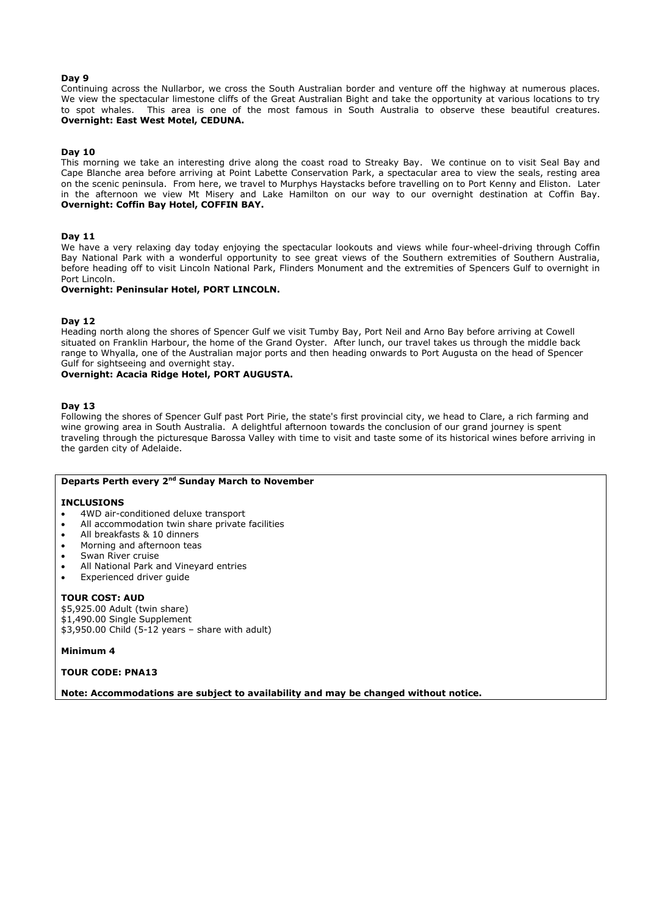**Day 9**

Continuing across the Nullarbor, we cross the South Australian border and venture off the highway at numerous places. We view the spectacular limestone cliffs of the Great Australian Bight and take the opportunity at various locations to try to spot whales. This area is one of the most famous in South Australia to observe these beautiful creatures.
**Overnight: East West Motel, CEDUNA.**

**Day 10**

This morning we take an interesting drive along the coast road to Streaky Bay. We continue on to visit Seal Bay and Cape Blanche area before arriving at Point Labette Conservation Park, a spectacular area to view the seals, resting area on the scenic peninsula. From here, we travel to Murphys Haystacks before travelling on to Port Kenny and Eliston. Later in the afternoon we view Mt Misery and Lake Hamilton on our way to our overnight destination at Coffin Bay.
**Overnight: Coffin Bay Hotel, COFFIN BAY.**

**Day 11**

We have a very relaxing day today enjoying the spectacular lookouts and views while four-wheel-driving through Coffin Bay National Park with a wonderful opportunity to see great views of the Southern extremities of Southern Australia, before heading off to visit Lincoln National Park, Flinders Monument and the extremities of Spencers Gulf to overnight in Port Lincoln.

**Overnight: Peninsular Hotel, PORT LINCOLN.**

**Day 12**

Heading north along the shores of Spencer Gulf we visit Tumby Bay, Port Neil and Arno Bay before arriving at Cowell situated on Franklin Harbour, the home of the Grand Oyster. After lunch, our travel takes us through the middle back range to Whyalla, one of the Australian major ports and then heading onwards to Port Augusta on the head of Spencer Gulf for sightseeing and overnight stay.

**Overnight: Acacia Ridge Hotel, PORT AUGUSTA.**

**Day 13**

Following the shores of Spencer Gulf past Port Pirie, the state's first provincial city, we head to Clare, a rich farming and wine growing area in South Australia. A delightful afternoon towards the conclusion of our grand journey is spent traveling through the picturesque Barossa Valley with time to visit and taste some of its historical wines before arriving in the garden city of Adelaide.

**Departs Perth every 2nd Sunday March to November**

**INCLUSIONS**

- 4WD air-conditioned deluxe transport
- All accommodation twin share private facilities
- All breakfasts & 10 dinners
- Morning and afternoon teas
- Swan River cruise
- All National Park and Vineyard entries
- Experienced driver guide

**TOUR COST: AUD**

$5,925.00 Adult (twin share)
$1,490.00 Single Supplement
$3,950.00 Child (5-12 years – share with adult)

**Minimum 4**

**TOUR CODE: PNA13**

**Note: Accommodations are subject to availability and may be changed without notice.**